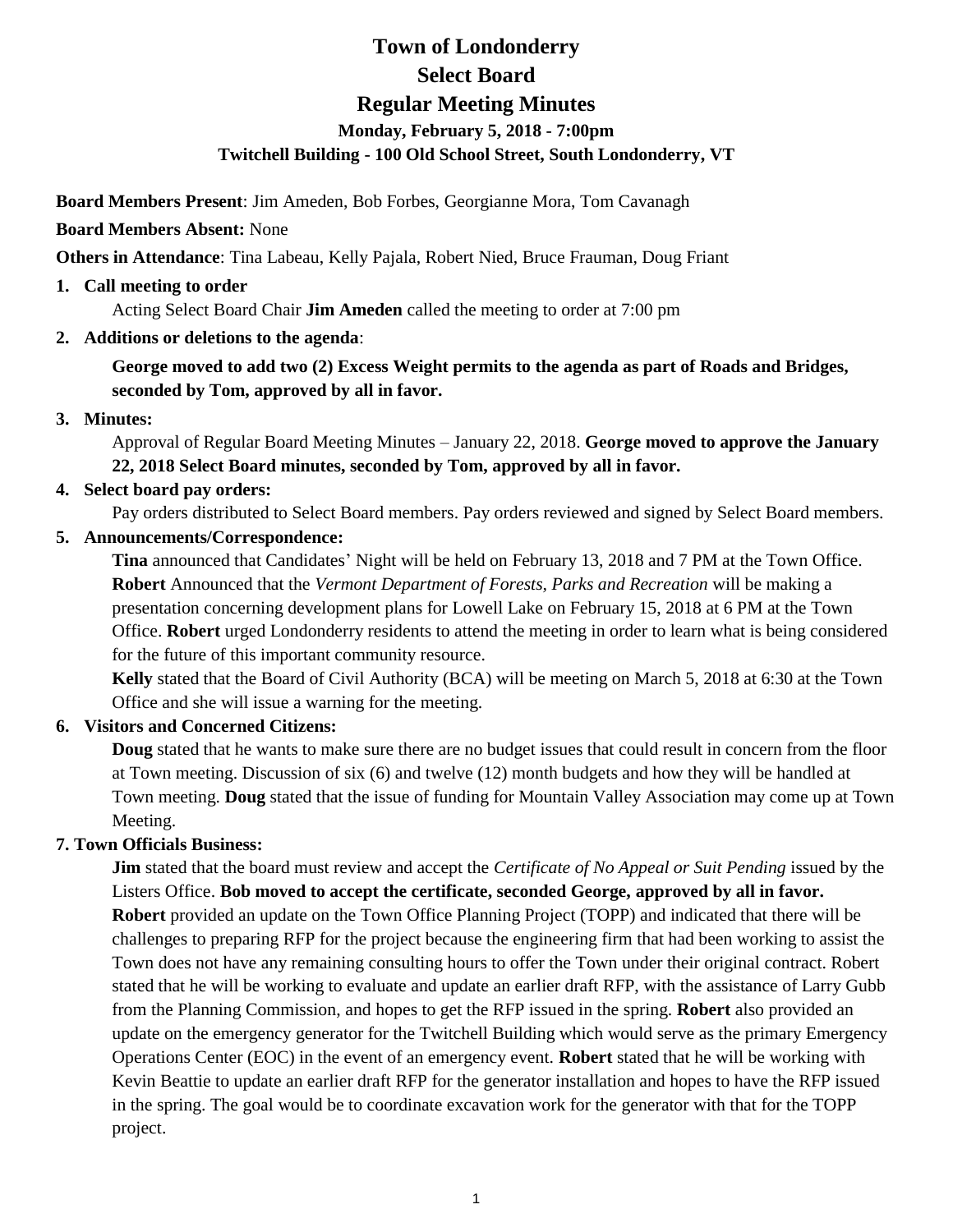# Town of Londonderry

## Select Board

## Regular Meeting Minutes

### Monday, February 5, 2018 - 7:00pm

### Twitchell Building - 100 Old School Street, South Londonderry, VT

**Board Members Present**: Jim Ameden, Bob Forbes, Georgianne Mora, Tom Cavanagh

**Board Members Absent:** None

**Others in Attendance**: Tina Labeau, Kelly Pajala, Robert Nied, Bruce Frauman, Doug Friant

1. **Call meeting to order**

   Acting Select Board Chair **Jim Ameden** called the meeting to order at 7:00 pm

2. **Additions or deletions to the agenda**:

   **George moved to add two (2) Excess Weight permits to the agenda as part of Roads and Bridges, seconded by Tom, approved by all in favor.**

3. **Minutes:**

   Approval of Regular Board Meeting Minutes – January 22, 2018. **George moved to approve the January 22, 2018 Select Board minutes, seconded by Tom, approved by all in favor.**

4. **Select board pay orders:**

   Pay orders distributed to Select Board members. Pay orders reviewed and signed by Select Board members.

5. **Announcements/Correspondence:**

   **Tina** announced that Candidates' Night will be held on February 13, 2018 and 7 PM at the Town Office. **Robert** Announced that the *Vermont Department of Forests, Parks and Recreation* will be making a presentation concerning development plans for Lowell Lake on February 15, 2018 at 6 PM at the Town Office. **Robert** urged Londonderry residents to attend the meeting in order to learn what is being considered for the future of this important community resource.

   **Kelly** stated that the Board of Civil Authority (BCA) will be meeting on March 5, 2018 at 6:30 at the Town Office and she will issue a warning for the meeting.

6. **Visitors and Concerned Citizens:**

   **Doug** stated that he wants to make sure there are no budget issues that could result in concern from the floor at Town meeting. Discussion of six (6) and twelve (12) month budgets and how they will be handled at Town meeting. **Doug** stated that the issue of funding for Mountain Valley Association may come up at Town Meeting.

7. **Town Officials Business:**

   **Jim** stated that the board must review and accept the *Certificate of No Appeal or Suit Pending* issued by the Listers Office. **Bob moved to accept the certificate, seconded George, approved by all in favor.**

   **Robert** provided an update on the Town Office Planning Project (TOPP) and indicated that there will be challenges to preparing RFP for the project because the engineering firm that had been working to assist the Town does not have any remaining consulting hours to offer the Town under their original contract. Robert stated that he will be working to evaluate and update an earlier draft RFP, with the assistance of Larry Gubb from the Planning Commission, and hopes to get the RFP issued in the spring. **Robert** also provided an update on the emergency generator for the Twitchell Building which would serve as the primary Emergency Operations Center (EOC) in the event of an emergency event. **Robert** stated that he will be working with Kevin Beattie to update an earlier draft RFP for the generator installation and hopes to have the RFP issued in the spring. The goal would be to coordinate excavation work for the generator with that for the TOPP project.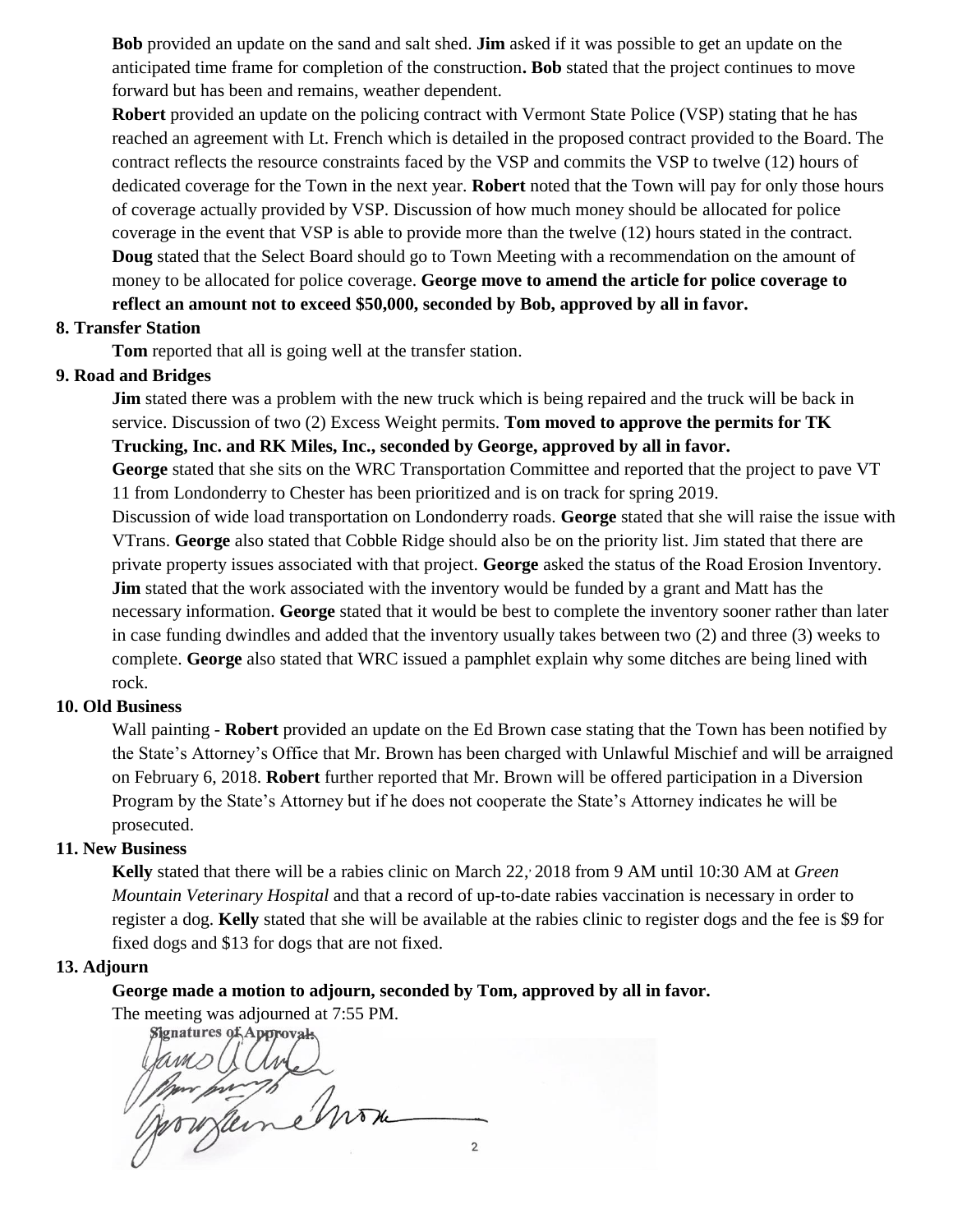**Bob** provided an update on the sand and salt shed. **Jim** asked if it was possible to get an update on the anticipated time frame for completion of the construction**. Bob** stated that the project continues to move forward but has been and remains, weather dependent.

**Robert** provided an update on the policing contract with Vermont State Police (VSP) stating that he has reached an agreement with Lt. French which is detailed in the proposed contract provided to the Board. The contract reflects the resource constraints faced by the VSP and commits the VSP to twelve (12) hours of dedicated coverage for the Town in the next year. **Robert** noted that the Town will pay for only those hours of coverage actually provided by VSP. Discussion of how much money should be allocated for police coverage in the event that VSP is able to provide more than the twelve (12) hours stated in the contract. **Doug** stated that the Select Board should go to Town Meeting with a recommendation on the amount of money to be allocated for police coverage. **George move to amend the article for police coverage to reflect an amount not to exceed $50,000, seconded by Bob, approved by all in favor.**

**8. Transfer Station**

**Tom** reported that all is going well at the transfer station.

**9. Road and Bridges**

**Jim** stated there was a problem with the new truck which is being repaired and the truck will be back in service. Discussion of two (2) Excess Weight permits. **Tom moved to approve the permits for TK Trucking, Inc. and RK Miles, Inc., seconded by George, approved by all in favor.**

**George** stated that she sits on the WRC Transportation Committee and reported that the project to pave VT 11 from Londonderry to Chester has been prioritized and is on track for spring 2019.

Discussion of wide load transportation on Londonderry roads. **George** stated that she will raise the issue with VTrans. **George** also stated that Cobble Ridge should also be on the priority list. Jim stated that there are private property issues associated with that project. **George** asked the status of the Road Erosion Inventory. **Jim** stated that the work associated with the inventory would be funded by a grant and Matt has the necessary information. **George** stated that it would be best to complete the inventory sooner rather than later in case funding dwindles and added that the inventory usually takes between two (2) and three (3) weeks to complete. **George** also stated that WRC issued a pamphlet explain why some ditches are being lined with rock.

**10. Old Business**

Wall painting - **Robert** provided an update on the Ed Brown case stating that the Town has been notified by the State's Attorney's Office that Mr. Brown has been charged with Unlawful Mischief and will be arraigned on February 6, 2018. **Robert** further reported that Mr. Brown will be offered participation in a Diversion Program by the State's Attorney but if he does not cooperate the State's Attorney indicates he will be prosecuted.

**11. New Business**

**Kelly** stated that there will be a rabies clinic on March 22, 2018 from 9 AM until 10:30 AM at *Green Mountain Veterinary Hospital* and that a record of up-to-date rabies vaccination is necessary in order to register a dog. **Kelly** stated that she will be available at the rabies clinic to register dogs and the fee is $9 for fixed dogs and $13 for dogs that are not fixed.

**13. Adjourn**

**George made a motion to adjourn, seconded by Tom, approved by all in favor.**

The meeting was adjourned at 7:55 PM.

**Signatures of Approval:**